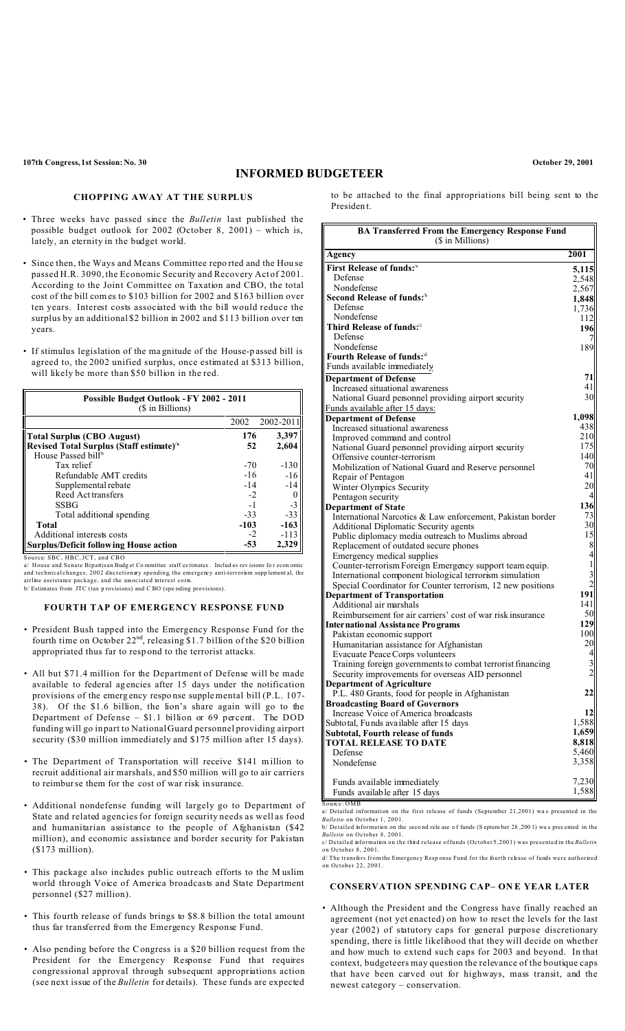**107th Congress, 1st Session: No. 30** **October 29, 2001**

# INFORMED BUDGETEER

## CHOPPING AWAY AT THE SURPLUS

- Three weeks have passed since the *Bulletin* last published the possible budget outlook for 2002 (October 8, 2001) – which is, lately, an eternity in the budget world.
- Since then, the Ways and Means Committee reported and the House passed H.R. 3090, the Economic Security and Recovery Act of 2001. According to the Joint Committee on Taxation and CBO, the total cost of the bill comes to $103 billion for 2002 and $163 billion over ten years. Interest costs associated with the bill would reduce the surplus by an additional $2 billion in 2002 and $113 billion over ten years.
- If stimulus legislation of the magnitude of the House-passed bill is agreed to, the 2002 unified surplus, once estimated at $313 billion, will likely be more than $50 billion in the red.

**Possible Budget Outlook - FY 2002 - 2011**
($ in Billions)

| | 2002 | 2002-2011 |
|---|---|---|
| **Total Surplus (CBO August)** | **176** | **3,397** |
| **Revised Total Surplus (Staff estimate)**[a] | **52** | **2,604** |
| House Passed bill[b] | | |
| Tax relief | -70 | -130 |
| Refundable AMT credits | -16 | -16 |
| Supplemental rebate | -14 | -14 |
| Reed Act transfers | -2 | 0 |
| SSBG | -1 | -3 |
| Total additional spending | -33 | -33 |
| **Total** | **-103** | **-163** |
| Additional interests costs | -2 | -113 |
| **Surplus/Deficit following House action** | **-53** | **2,329** |

Source: SBC, HBC, JCT, and CBO

a/ House and Senate Bipartisan Budget Committee staff estimates. Includes revisions for economic and technical changes, 2002 discretionary spending, the emergency anti-terrorism supplemental, the airline assistance package, and the associated interest costs.

b/ Estimates from JTC (tax provisions) and CBO (spending provisions).

## FOURTH TAP OF EMERGENCY RESPONSE FUND

- President Bush tapped into the Emergency Response Fund for the fourth time on October 22nd, releasing $1.7 billion of the $20 billion appropriated thus far to respond to the terrorist attacks.
- All but $71.4 million for the Department of Defense will be made available to federal agencies after 15 days under the notification provisions of the emergency response supplemental bill (P.L. 107-38). Of the $1.6 billion, the lion's share again will go to the Department of Defense – $1.1 billion or 69 percent. The DOD funding will go in part to National Guard personnel providing airport security ($30 million immediately and $175 million after 15 days).
- The Department of Transportation will receive $141 million to recruit additional air marshals, and $50 million will go to air carriers to reimburse them for the cost of war risk insurance.
- Additional nondefense funding will largely go to Department of State and related agencies for foreign security needs as well as food and humanitarian assistance to the people of Afghanistan ($42 million), and economic assistance and border security for Pakistan ($173 million).
- This package also includes public outreach efforts to the Muslim world through Voice of America broadcasts and State Department personnel ($27 million).
- This fourth release of funds brings to $8.8 billion the total amount thus far transferred from the Emergency Response Fund.
- Also pending before the Congress is a $20 billion request from the President for the Emergency Response Fund that requires congressional approval through subsequent appropriations action (see next issue of the *Bulletin* for details). These funds are expected to be attached to the final appropriations bill being sent to the President.

**BA Transferred From the Emergency Response Fund**
($ in Millions)

| Agency | 2001 |
|---|---|
| **First Release of funds:**[a] | **5,115** |
| Defense | 2,548 |
| Nondefense | 2,567 |
| **Second Release of funds:**[b] | **1,848** |
| Defense | 1,736 |
| Nondefense | 112 |
| **Third Release of funds:**[c] | **196** |
| Defense | 7 |
| Nondefense | 189 |
| **Fourth Release of funds:**[d] | |
| Funds available immediately: | |
| **Department of Defense** | **71** |
| Increased situational awareness | 41 |
| National Guard personnel providing airport security | 30 |
| Funds available after 15 days: | |
| **Department of Defense** | **1,098** |
| Increased situational awareness | 438 |
| Improved command and control | 210 |
| National Guard personnel providing airport security | 175 |
| Offensive counter-terrorism | 140 |
| Mobilization of National Guard and Reserve personnel | 70 |
| Repair of Pentagon | 41 |
| Winter Olympics Security | 20 |
| Pentagon security | 4 |
| **Department of State** | **136** |
| International Narcotics & Law enforcement, Pakistan border | 73 |
| Additional Diplomatic Security agents | 30 |
| Public diplomacy media outreach to Muslims abroad | 15 |
| Replacement of outdated secure phones | 8 |
| Emergency medical supplies | 4 |
| Counter-terrorism Foreign Emergency support team equip. | 1 |
| International component biological terrorism simulation | 3 |
| Special Coordinator for Counter terrorism, 12 new positions | 2 |
| **Department of Transportation** | **191** |
| Additional air marshals | 141 |
| Reimbursement for air carriers' cost of war risk insurance | 50 |
| **International Assistance Programs** | **129** |
| Pakistan economic support | 100 |
| Humanitarian assistance for Afghanistan | 20 |
| Evacuate Peace Corps volunteers | 4 |
| Training foreign governments to combat terrorist financing | 3 |
| Security improvements for overseas AID personnel | 2 |
| **Department of Agriculture** | |
| P.L. 480 Grants, food for people in Afghanistan | **22** |
| **Broadcasting Board of Governors** | |
| Increase Voice of America broadcasts | **12** |
| Subtotal, Funds available after 15 days | 1,588 |
| **Subtotal, Fourth release of funds** | **1,659** |
| **TOTAL RELEASE TO DATE** | **8,818** |
| Defense | 5,460 |
| Nondefense | 3,358 |
| Funds available immediately | 7,230 |
| Funds available after 15 days | 1,588 |

Source: OMB

a/ Detailed information on the first release of funds (September 21,2001) was presented in the *Bulletin* on October 1, 2001.

b/ Detailed information on the second release of funds (September 28,2001) was presented in the *Bulletin* on October 8, 2001.

c/ Detailed information on the third release of funds (October 5,2001) was presented in the *Bulletin* on October 8, 2001.

d/ The transfers from the Emergency Response Fund for the fourth release of funds were authorized on October 22, 2001.

## CONSERVATION SPENDING CAP– ONE YEAR LATER

- Although the President and the Congress have finally reached an agreement (not yet enacted) on how to reset the levels for the last year (2002) of statutory caps for general purpose discretionary spending, there is little likelihood that they will decide on whether and how much to extend such caps for 2003 and beyond. In that context, budgeteers may question the relevance of the boutique caps that have been carved out for highways, mass transit, and the newest category – conservation.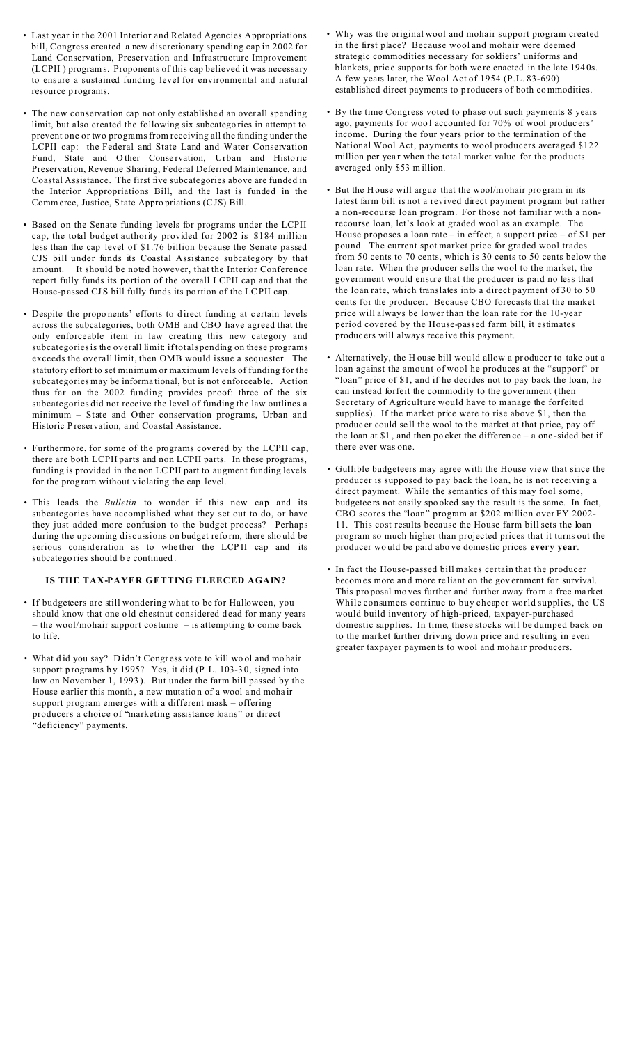- Last year in the 2001 Interior and Related Agencies Appropriations bill, Congress created a new discretionary spending cap in 2002 for Land Conservation, Preservation and Infrastructure Improvement (LCPII ) programs. Proponents of this cap believed it was necessary to ensure a sustained funding level for environmental and natural resource programs.

- The new conservation cap not only established an overall spending limit, but also created the following six subcategories in attempt to prevent one or two programs from receiving all the funding under the LCPII cap: the Federal and State Land and Water Conservation Fund, State and Other Conservation, Urban and Historic Preservation, Revenue Sharing, Federal Deferred Maintenance, and Coastal Assistance. The first five subcategories above are funded in the Interior Appropriations Bill, and the last is funded in the Commerce, Justice, State Appropriations (CJS) Bill.

- Based on the Senate funding levels for programs under the LCPII cap, the total budget authority provided for 2002 is $184 million less than the cap level of $1.76 billion because the Senate passed CJS bill under funds its Coastal Assistance subcategory by that amount. It should be noted however, that the Interior Conference report fully funds its portion of the overall LCPII cap and that the House-passed CJS bill fully funds its portion of the LCPII cap.

- Despite the proponents' efforts to direct funding at certain levels across the subcategories, both OMB and CBO have agreed that the only enforceable item in law creating this new category and subcategories is the overall limit: if total spending on these programs exceeds the overall limit, then OMB would issue a sequester. The statutory effort to set minimum or maximum levels of funding for the subcategories may be informational, but is not enforceable. Action thus far on the 2002 funding provides proof: three of the six subcategories did not receive the level of funding the law outlines a minimum – State and Other conservation programs, Urban and Historic Preservation, and Coastal Assistance.

- Furthermore, for some of the programs covered by the LCPII cap, there are both LCPII parts and non LCPII parts. In these programs, funding is provided in the non LCPII part to augment funding levels for the program without violating the cap level.

- This leads the *Bulletin* to wonder if this new cap and its subcategories have accomplished what they set out to do, or have they just added more confusion to the budget process? Perhaps during the upcoming discussions on budget reform, there should be serious consideration as to whether the LCPII cap and its subcategories should be continued.

## IS THE TAX-PAYER GETTING FLEECED AGAIN?

- If budgeteers are still wondering what to be for Halloween, you should know that one old chestnut considered dead for many years – the wool/mohair support costume – is attempting to come back to life.

- What did you say? Didn't Congress vote to kill wool and mohair support programs by 1995? Yes, it did (P.L. 103-30, signed into law on November 1, 1993). But under the farm bill passed by the House earlier this month, a new mutation of a wool and mohair support program emerges with a different mask – offering producers a choice of "marketing assistance loans" or direct "deficiency" payments.

- Why was the original wool and mohair support program created in the first place? Because wool and mohair were deemed strategic commodities necessary for soldiers' uniforms and blankets, price supports for both were enacted in the late 1940s. A few years later, the Wool Act of 1954 (P.L. 83-690) established direct payments to producers of both commodities.

- By the time Congress voted to phase out such payments 8 years ago, payments for wool accounted for 70% of wool producers' income. During the four years prior to the termination of the National Wool Act, payments to wool producers averaged $122 million per year when the total market value for the products averaged only $53 million.

- But the House will argue that the wool/mohair program in its latest farm bill is not a revived direct payment program but rather a non-recourse loan program. For those not familiar with a non-recourse loan, let's look at graded wool as an example. The House proposes a loan rate – in effect, a support price – of $1 per pound. The current spot market price for graded wool trades from 50 cents to 70 cents, which is 30 cents to 50 cents below the loan rate. When the producer sells the wool to the market, the government would ensure that the producer is paid no less that the loan rate, which translates into a direct payment of 30 to 50 cents for the producer. Because CBO forecasts that the market price will always be lower than the loan rate for the 10-year period covered by the House-passed farm bill, it estimates producers will always receive this payment.

- Alternatively, the House bill would allow a producer to take out a loan against the amount of wool he produces at the "support" or "loan" price of $1, and if he decides not to pay back the loan, he can instead forfeit the commodity to the government (then Secretary of Agriculture would have to manage the forfeited supplies). If the market price were to rise above $1, then the producer could sell the wool to the market at that price, pay off the loan at $1, and then pocket the difference – a one-sided bet if there ever was one.

- Gullible budgeteers may agree with the House view that since the producer is supposed to pay back the loan, he is not receiving a direct payment. While the semantics of this may fool some, budgeteers not easily spooked say the result is the same. In fact, CBO scores the "loan" program at $202 million over FY 2002-11. This cost results because the House farm bill sets the loan program so much higher than projected prices that it turns out the producer would be paid above domestic prices **every year**.

- In fact the House-passed bill makes certain that the producer becomes more and more reliant on the government for survival. This proposal moves further and further away from a free market. While consumers continue to buy cheaper world supplies, the US would build inventory of high-priced, taxpayer-purchased domestic supplies. In time, these stocks will be dumped back on to the market further driving down price and resulting in even greater taxpayer payments to wool and mohair producers.